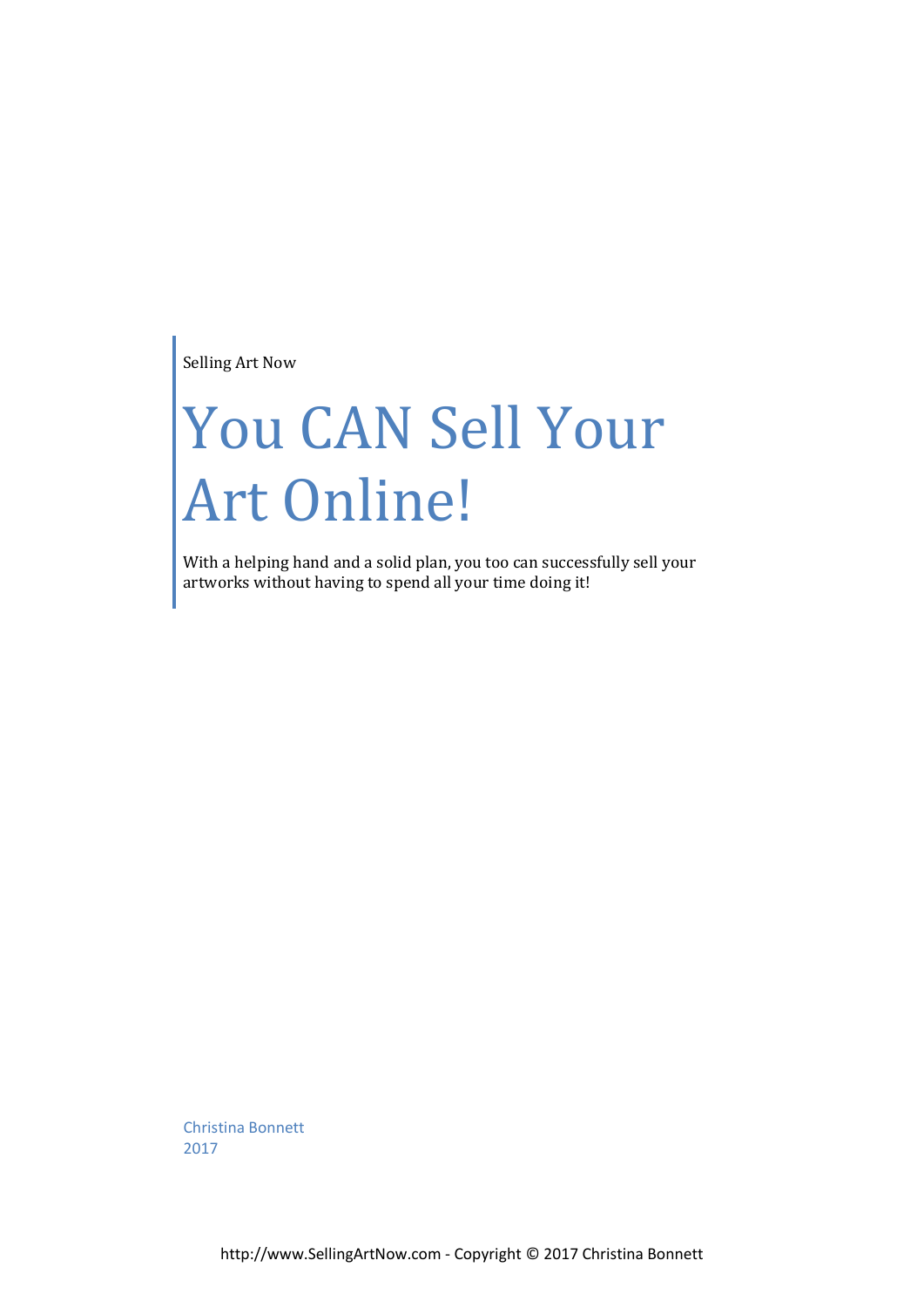Selling Art Now

# You CAN Sell Your Art Online!

With a helping hand and a solid plan, you too can successfully sell your artworks without having to spend all your time doing it!

Christina Bonnett
2017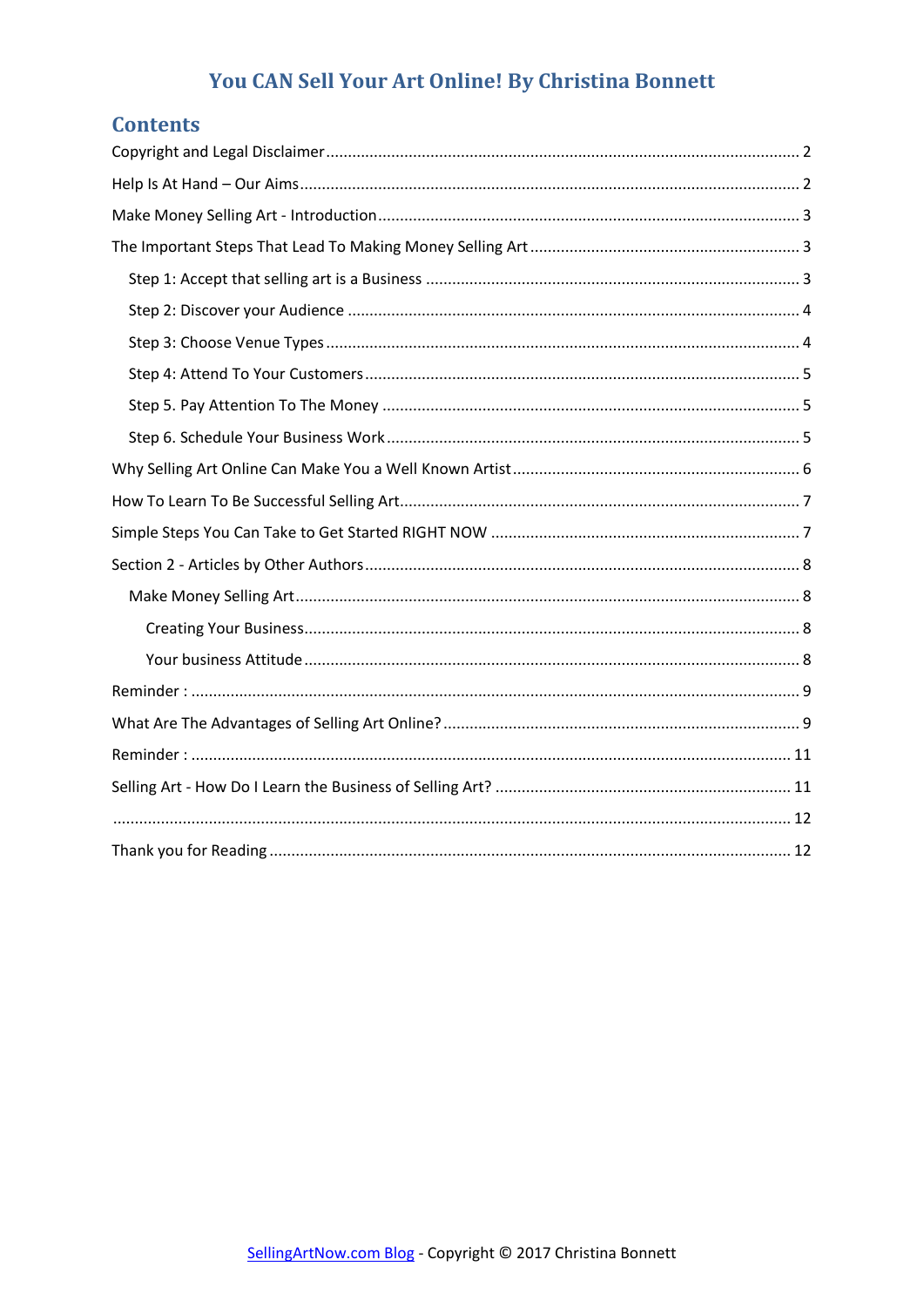# You CAN Sell Your Art Online! By Christina Bonnett

## Contents

Copyright and Legal Disclaimer ........ 2

Help Is At Hand – Our Aims ........ 2

Make Money Selling Art - Introduction ........ 3

The Important Steps That Lead To Making Money Selling Art ........ 3

- Step 1: Accept that selling art is a Business ........ 3
- Step 2: Discover your Audience ........ 4
- Step 3: Choose Venue Types ........ 4
- Step 4: Attend To Your Customers ........ 5
- Step 5. Pay Attention To The Money ........ 5
- Step 6. Schedule Your Business Work ........ 5

Why Selling Art Online Can Make You a Well Known Artist ........ 6

How To Learn To Be Successful Selling Art ........ 7

Simple Steps You Can Take to Get Started RIGHT NOW ........ 7

Section 2 - Articles by Other Authors ........ 8

- Make Money Selling Art ........ 8
  - Creating Your Business ........ 8
  - Your business Attitude ........ 8

Reminder : ........ 9

What Are The Advantages of Selling Art Online? ........ 9

Reminder : ........ 11

Selling Art - How Do I Learn the Business of Selling Art? ........ 11

........ 12

Thank you for Reading ........ 12

SellingArtNow.com Blog - Copyright © 2017 Christina Bonnett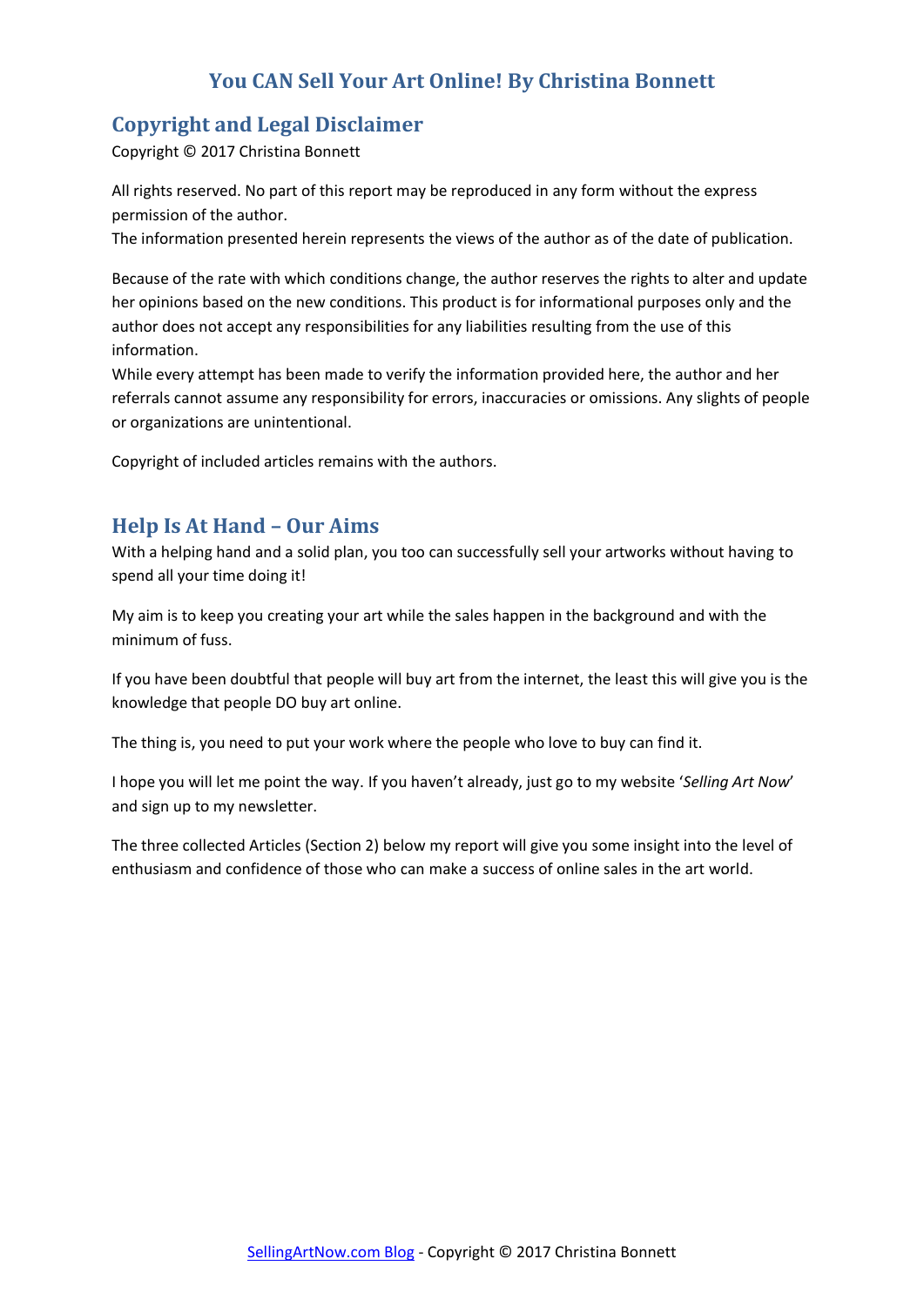# You CAN Sell Your Art Online! By Christina Bonnett

## Copyright and Legal Disclaimer

Copyright © 2017 Christina Bonnett

All rights reserved. No part of this report may be reproduced in any form without the express permission of the author.
The information presented herein represents the views of the author as of the date of publication.

Because of the rate with which conditions change, the author reserves the rights to alter and update her opinions based on the new conditions. This product is for informational purposes only and the author does not accept any responsibilities for any liabilities resulting from the use of this information.
While every attempt has been made to verify the information provided here, the author and her referrals cannot assume any responsibility for errors, inaccuracies or omissions. Any slights of people or organizations are unintentional.

Copyright of included articles remains with the authors.

## Help Is At Hand – Our Aims

With a helping hand and a solid plan, you too can successfully sell your artworks without having to spend all your time doing it!

My aim is to keep you creating your art while the sales happen in the background and with the minimum of fuss.

If you have been doubtful that people will buy art from the internet, the least this will give you is the knowledge that people DO buy art online.

The thing is, you need to put your work where the people who love to buy can find it.

I hope you will let me point the way. If you haven't already, just go to my website '*Selling Art Now*' and sign up to my newsletter.

The three collected Articles (Section 2) below my report will give you some insight into the level of enthusiasm and confidence of those who can make a success of online sales in the art world.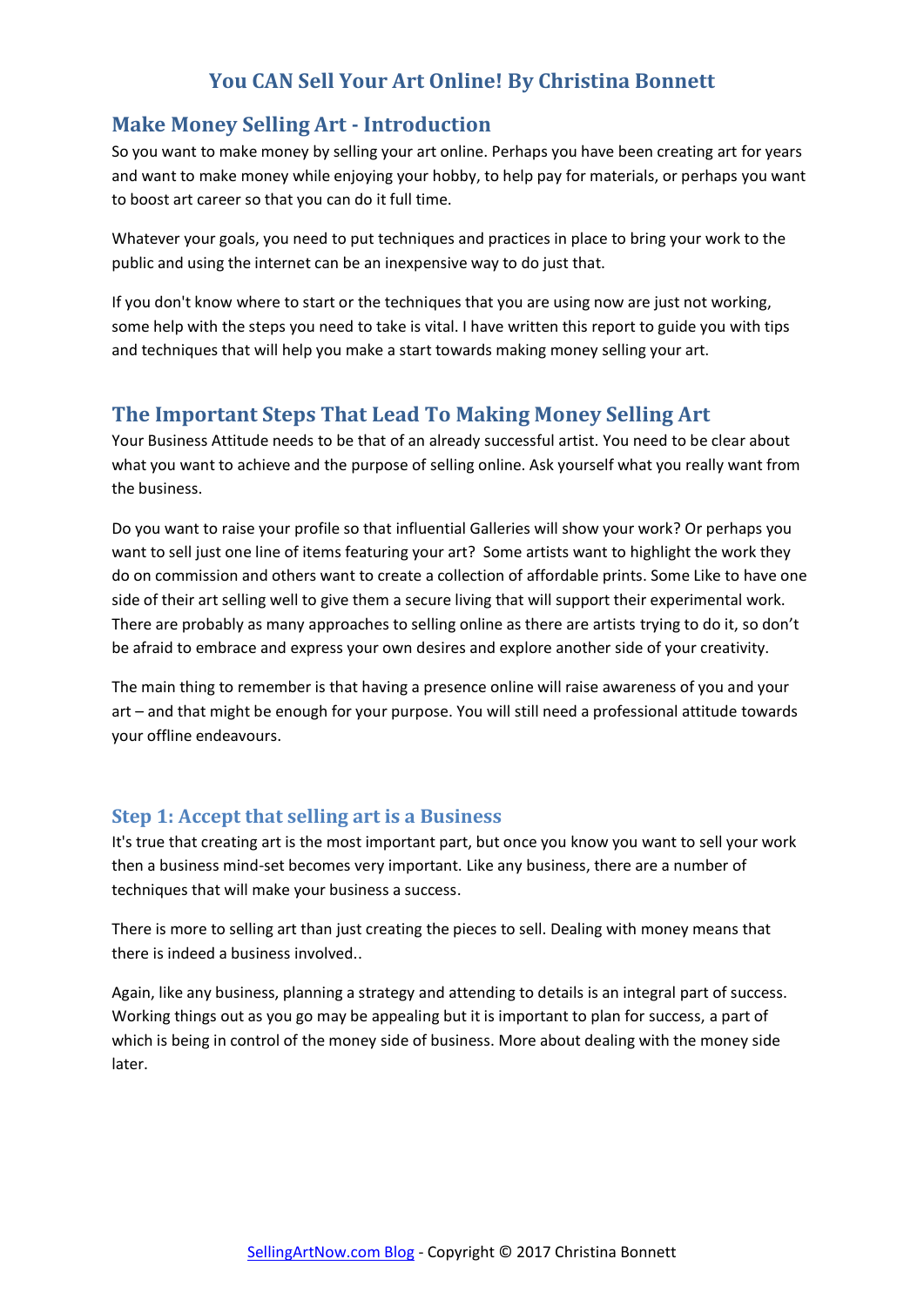# You CAN Sell Your Art Online! By Christina Bonnett

## Make Money Selling Art - Introduction

So you want to make money by selling your art online. Perhaps you have been creating art for years and want to make money while enjoying your hobby, to help pay for materials, or perhaps you want to boost art career so that you can do it full time.

Whatever your goals, you need to put techniques and practices in place to bring your work to the public and using the internet can be an inexpensive way to do just that.

If you don't know where to start or the techniques that you are using now are just not working, some help with the steps you need to take is vital. I have written this report to guide you with tips and techniques that will help you make a start towards making money selling your art.

## The Important Steps That Lead To Making Money Selling Art

Your Business Attitude needs to be that of an already successful artist. You need to be clear about what you want to achieve and the purpose of selling online. Ask yourself what you really want from the business.

Do you want to raise your profile so that influential Galleries will show your work? Or perhaps you want to sell just one line of items featuring your art? Some artists want to highlight the work they do on commission and others want to create a collection of affordable prints. Some Like to have one side of their art selling well to give them a secure living that will support their experimental work. There are probably as many approaches to selling online as there are artists trying to do it, so don't be afraid to embrace and express your own desires and explore another side of your creativity.

The main thing to remember is that having a presence online will raise awareness of you and your art – and that might be enough for your purpose. You will still need a professional attitude towards your offline endeavours.

### Step 1: Accept that selling art is a Business

It's true that creating art is the most important part, but once you know you want to sell your work then a business mind-set becomes very important. Like any business, there are a number of techniques that will make your business a success.

There is more to selling art than just creating the pieces to sell. Dealing with money means that there is indeed a business involved..

Again, like any business, planning a strategy and attending to details is an integral part of success. Working things out as you go may be appealing but it is important to plan for success, a part of which is being in control of the money side of business. More about dealing with the money side later.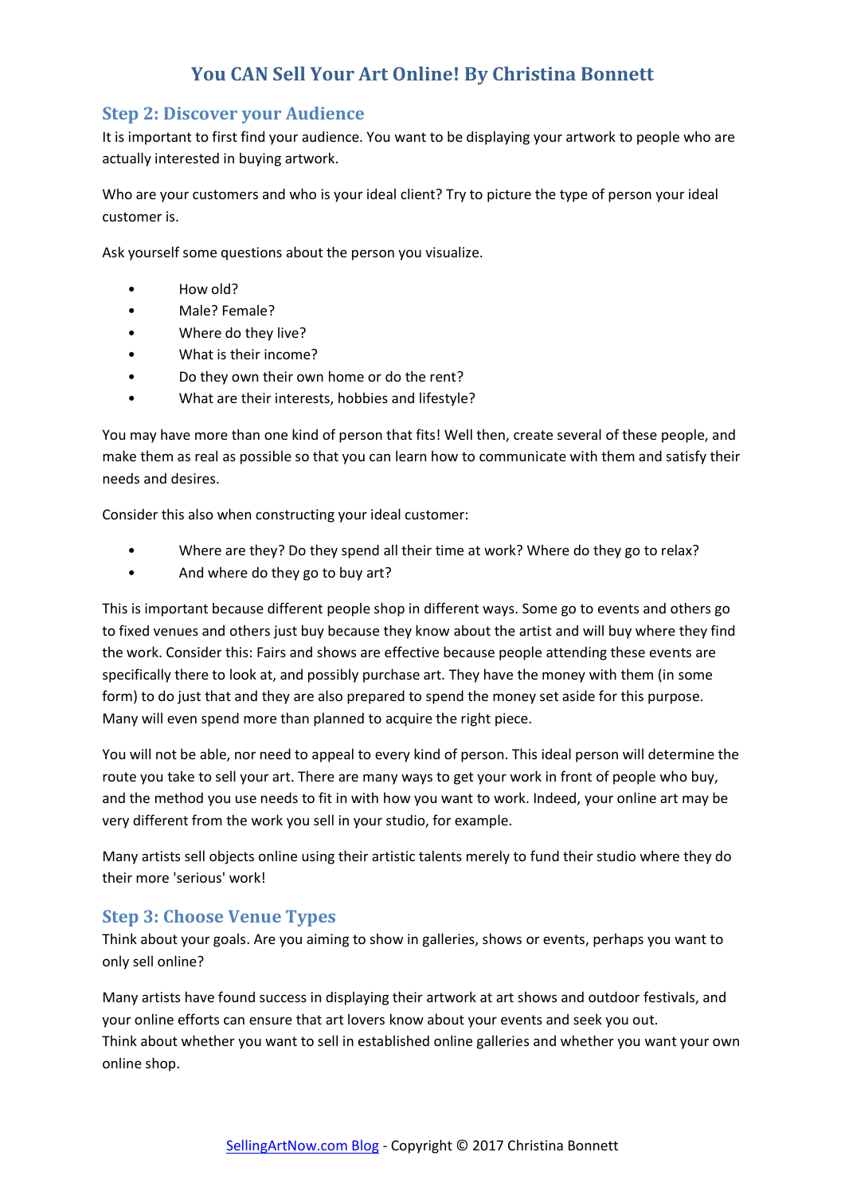# You CAN Sell Your Art Online! By Christina Bonnett

## Step 2: Discover your Audience

It is important to first find your audience. You want to be displaying your artwork to people who are actually interested in buying artwork.

Who are your customers and who is your ideal client? Try to picture the type of person your ideal customer is.

Ask yourself some questions about the person you visualize.

- How old?
- Male? Female?
- Where do they live?
- What is their income?
- Do they own their own home or do the rent?
- What are their interests, hobbies and lifestyle?

You may have more than one kind of person that fits! Well then, create several of these people, and make them as real as possible so that you can learn how to communicate with them and satisfy their needs and desires.

Consider this also when constructing your ideal customer:

- Where are they? Do they spend all their time at work? Where do they go to relax?
- And where do they go to buy art?

This is important because different people shop in different ways. Some go to events and others go to fixed venues and others just buy because they know about the artist and will buy where they find the work. Consider this: Fairs and shows are effective because people attending these events are specifically there to look at, and possibly purchase art. They have the money with them (in some form) to do just that and they are also prepared to spend the money set aside for this purpose. Many will even spend more than planned to acquire the right piece.

You will not be able, nor need to appeal to every kind of person. This ideal person will determine the route you take to sell your art. There are many ways to get your work in front of people who buy, and the method you use needs to fit in with how you want to work. Indeed, your online art may be very different from the work you sell in your studio, for example.

Many artists sell objects online using their artistic talents merely to fund their studio where they do their more 'serious' work!

## Step 3: Choose Venue Types

Think about your goals. Are you aiming to show in galleries, shows or events, perhaps you want to only sell online?

Many artists have found success in displaying their artwork at art shows and outdoor festivals, and your online efforts can ensure that art lovers know about your events and seek you out.
Think about whether you want to sell in established online galleries and whether you want your own online shop.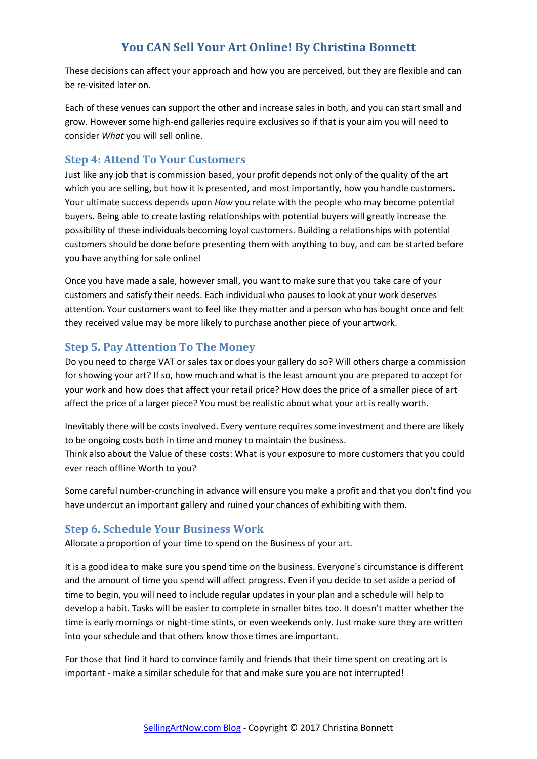These decisions can affect your approach and how you are perceived, but they are flexible and can be re-visited later on.

Each of these venues can support the other and increase sales in both, and you can start small and grow. However some high-end galleries require exclusives so if that is your aim you will need to consider *What* you will sell online.

## Step 4: Attend To Your Customers

Just like any job that is commission based, your profit depends not only of the quality of the art which you are selling, but how it is presented, and most importantly, how you handle customers. Your ultimate success depends upon *How* you relate with the people who may become potential buyers. Being able to create lasting relationships with potential buyers will greatly increase the possibility of these individuals becoming loyal customers. Building a relationships with potential customers should be done before presenting them with anything to buy, and can be started before you have anything for sale online!

Once you have made a sale, however small, you want to make sure that you take care of your customers and satisfy their needs. Each individual who pauses to look at your work deserves attention. Your customers want to feel like they matter and a person who has bought once and felt they received value may be more likely to purchase another piece of your artwork.

## Step 5. Pay Attention To The Money

Do you need to charge VAT or sales tax or does your gallery do so? Will others charge a commission for showing your art? If so, how much and what is the least amount you are prepared to accept for your work and how does that affect your retail price? How does the price of a smaller piece of art affect the price of a larger piece? You must be realistic about what your art is really worth.

Inevitably there will be costs involved. Every venture requires some investment and there are likely to be ongoing costs both in time and money to maintain the business.
Think also about the Value of these costs: What is your exposure to more customers that you could ever reach offline Worth to you?

Some careful number-crunching in advance will ensure you make a profit and that you don't find you have undercut an important gallery and ruined your chances of exhibiting with them.

## Step 6. Schedule Your Business Work

Allocate a proportion of your time to spend on the Business of your art.

It is a good idea to make sure you spend time on the business. Everyone's circumstance is different and the amount of time you spend will affect progress. Even if you decide to set aside a period of time to begin, you will need to include regular updates in your plan and a schedule will help to develop a habit. Tasks will be easier to complete in smaller bites too. It doesn't matter whether the time is early mornings or night-time stints, or even weekends only. Just make sure they are written into your schedule and that others know those times are important.

For those that find it hard to convince family and friends that their time spent on creating art is important - make a similar schedule for that and make sure you are not interrupted!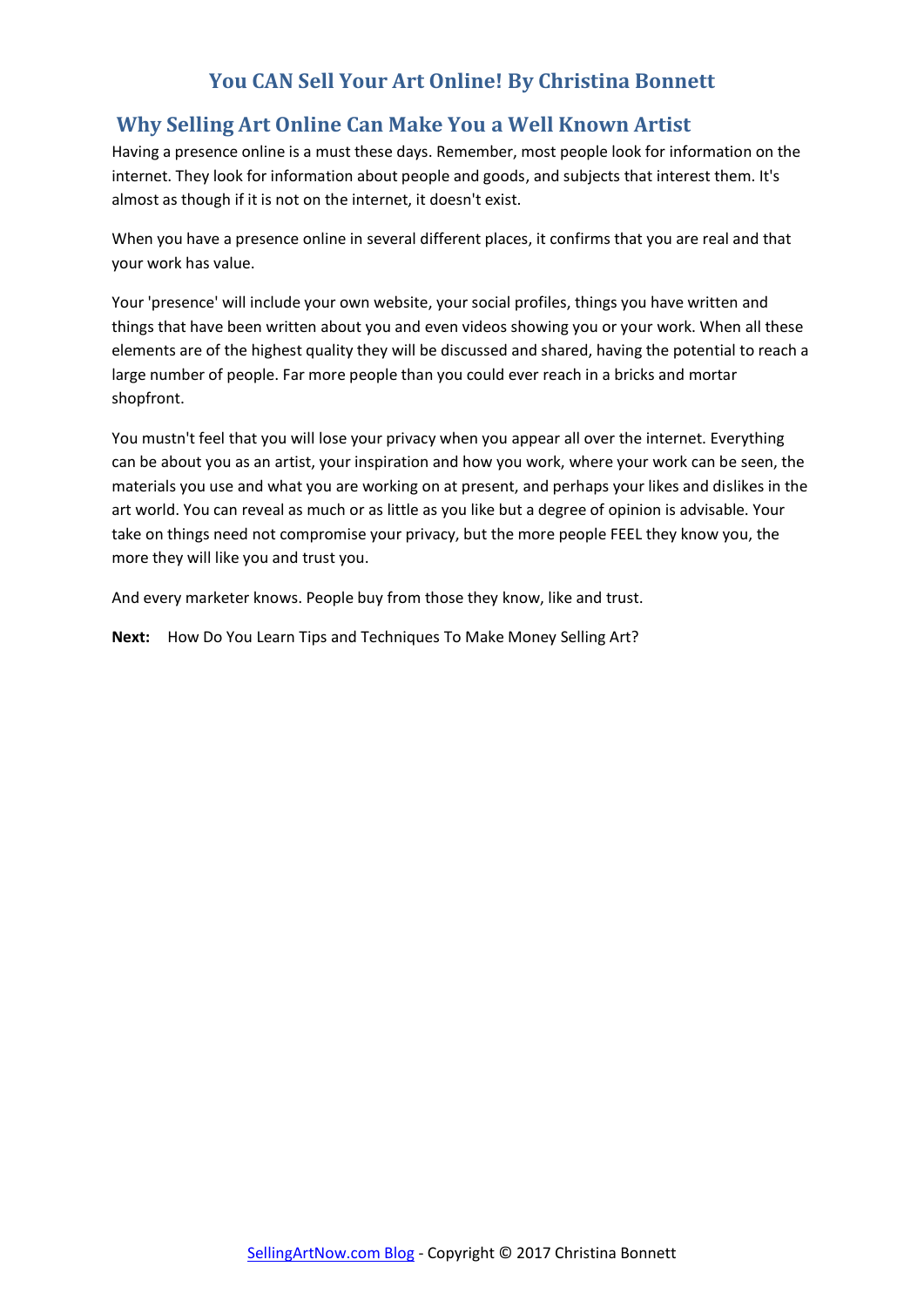# You CAN Sell Your Art Online! By Christina Bonnett

## Why Selling Art Online Can Make You a Well Known Artist

Having a presence online is a must these days. Remember, most people look for information on the internet. They look for information about people and goods, and subjects that interest them. It's almost as though if it is not on the internet, it doesn't exist.

When you have a presence online in several different places, it confirms that you are real and that your work has value.

Your 'presence' will include your own website, your social profiles, things you have written and things that have been written about you and even videos showing you or your work. When all these elements are of the highest quality they will be discussed and shared, having the potential to reach a large number of people. Far more people than you could ever reach in a bricks and mortar shopfront.

You mustn't feel that you will lose your privacy when you appear all over the internet. Everything can be about you as an artist, your inspiration and how you work, where your work can be seen, the materials you use and what you are working on at present, and perhaps your likes and dislikes in the art world. You can reveal as much or as little as you like but a degree of opinion is advisable. Your take on things need not compromise your privacy, but the more people FEEL they know you, the more they will like you and trust you.

And every marketer knows. People buy from those they know, like and trust.

**Next:** How Do You Learn Tips and Techniques To Make Money Selling Art?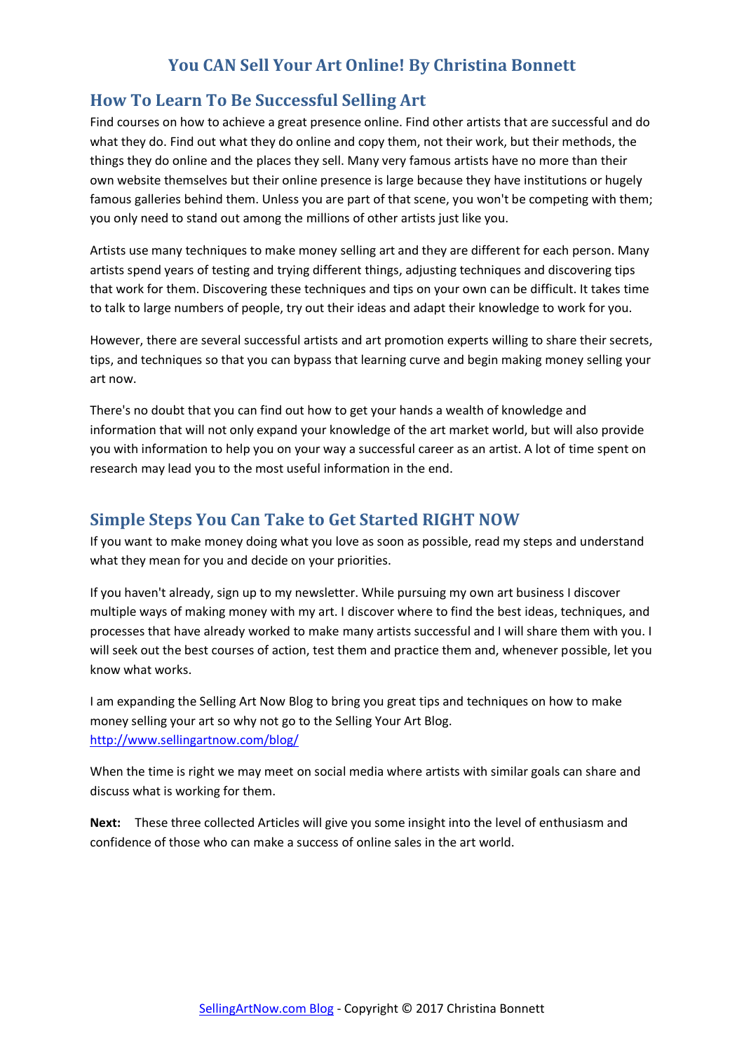# You CAN Sell Your Art Online! By Christina Bonnett

## How To Learn To Be Successful Selling Art

Find courses on how to achieve a great presence online. Find other artists that are successful and do what they do. Find out what they do online and copy them, not their work, but their methods, the things they do online and the places they sell. Many very famous artists have no more than their own website themselves but their online presence is large because they have institutions or hugely famous galleries behind them. Unless you are part of that scene, you won't be competing with them; you only need to stand out among the millions of other artists just like you.

Artists use many techniques to make money selling art and they are different for each person. Many artists spend years of testing and trying different things, adjusting techniques and discovering tips that work for them. Discovering these techniques and tips on your own can be difficult. It takes time to talk to large numbers of people, try out their ideas and adapt their knowledge to work for you.

However, there are several successful artists and art promotion experts willing to share their secrets, tips, and techniques so that you can bypass that learning curve and begin making money selling your art now.

There's no doubt that you can find out how to get your hands a wealth of knowledge and information that will not only expand your knowledge of the art market world, but will also provide you with information to help you on your way a successful career as an artist. A lot of time spent on research may lead you to the most useful information in the end.

## Simple Steps You Can Take to Get Started RIGHT NOW

If you want to make money doing what you love as soon as possible, read my steps and understand what they mean for you and decide on your priorities.

If you haven't already, sign up to my newsletter. While pursuing my own art business I discover multiple ways of making money with my art. I discover where to find the best ideas, techniques, and processes that have already worked to make many artists successful and I will share them with you. I will seek out the best courses of action, test them and practice them and, whenever possible, let you know what works.

I am expanding the Selling Art Now Blog to bring you great tips and techniques on how to make money selling your art so why not go to the Selling Your Art Blog.
[http://www.sellingartnow.com/blog/](http://www.sellingartnow.com/blog/)

When the time is right we may meet on social media where artists with similar goals can share and discuss what is working for them.

**Next:** These three collected Articles will give you some insight into the level of enthusiasm and confidence of those who can make a success of online sales in the art world.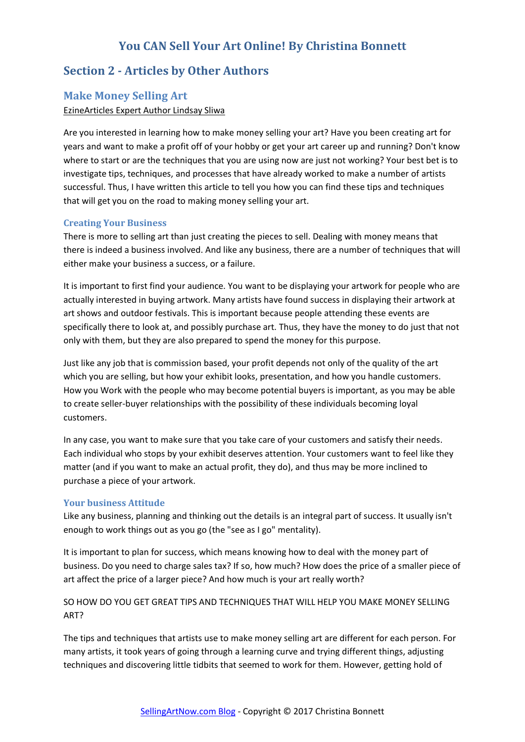# You CAN Sell Your Art Online! By Christina Bonnett

## Section 2 - Articles by Other Authors

### Make Money Selling Art

EzineArticles Expert Author Lindsay Sliwa

Are you interested in learning how to make money selling your art? Have you been creating art for years and want to make a profit off of your hobby or get your art career up and running? Don't know where to start or are the techniques that you are using now are just not working? Your best bet is to investigate tips, techniques, and processes that have already worked to make a number of artists successful. Thus, I have written this article to tell you how you can find these tips and techniques that will get you on the road to making money selling your art.

#### Creating Your Business

There is more to selling art than just creating the pieces to sell. Dealing with money means that there is indeed a business involved. And like any business, there are a number of techniques that will either make your business a success, or a failure.

It is important to first find your audience. You want to be displaying your artwork for people who are actually interested in buying artwork. Many artists have found success in displaying their artwork at art shows and outdoor festivals. This is important because people attending these events are specifically there to look at, and possibly purchase art. Thus, they have the money to do just that not only with them, but they are also prepared to spend the money for this purpose.

Just like any job that is commission based, your profit depends not only of the quality of the art which you are selling, but how your exhibit looks, presentation, and how you handle customers. How you Work with the people who may become potential buyers is important, as you may be able to create seller-buyer relationships with the possibility of these individuals becoming loyal customers.

In any case, you want to make sure that you take care of your customers and satisfy their needs. Each individual who stops by your exhibit deserves attention. Your customers want to feel like they matter (and if you want to make an actual profit, they do), and thus may be more inclined to purchase a piece of your artwork.

#### Your business Attitude

Like any business, planning and thinking out the details is an integral part of success. It usually isn't enough to work things out as you go (the "see as I go" mentality).

It is important to plan for success, which means knowing how to deal with the money part of business. Do you need to charge sales tax? If so, how much? How does the price of a smaller piece of art affect the price of a larger piece? And how much is your art really worth?

SO HOW DO YOU GET GREAT TIPS AND TECHNIQUES THAT WILL HELP YOU MAKE MONEY SELLING ART?

The tips and techniques that artists use to make money selling art are different for each person. For many artists, it took years of going through a learning curve and trying different things, adjusting techniques and discovering little tidbits that seemed to work for them. However, getting hold of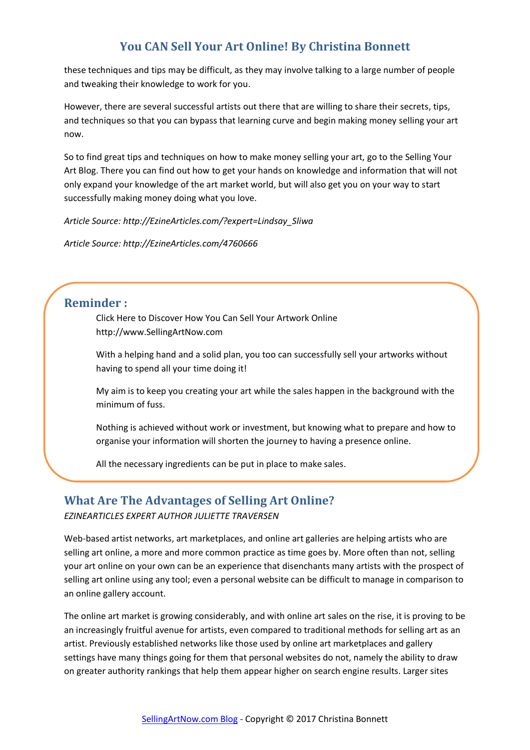these techniques and tips may be difficult, as they may involve talking to a large number of people and tweaking their knowledge to work for you.

However, there are several successful artists out there that are willing to share their secrets, tips, and techniques so that you can bypass that learning curve and begin making money selling your art now.

So to find great tips and techniques on how to make money selling your art, go to the Selling Your Art Blog. There you can find out how to get your hands on knowledge and information that will not only expand your knowledge of the art market world, but will also get you on your way to start successfully making money doing what you love.

*Article Source: http://EzineArticles.com/?expert=Lindsay_Sliwa*

*Article Source: http://EzineArticles.com/4760666*

## Reminder :

Click Here to Discover How You Can Sell Your Artwork Online http://www.SellingArtNow.com

With a helping hand and a solid plan, you too can successfully sell your artworks without having to spend all your time doing it!

My aim is to keep you creating your art while the sales happen in the background with the minimum of fuss.

Nothing is achieved without work or investment, but knowing what to prepare and how to organise your information will shorten the journey to having a presence online.

All the necessary ingredients can be put in place to make sales.

## What Are The Advantages of Selling Art Online?

*EZINEARTICLES EXPERT AUTHOR JULIETTE TRAVERSEN*

Web-based artist networks, art marketplaces, and online art galleries are helping artists who are selling art online, a more and more common practice as time goes by. More often than not, selling your art online on your own can be an experience that disenchants many artists with the prospect of selling art online using any tool; even a personal website can be difficult to manage in comparison to an online gallery account.

The online art market is growing considerably, and with online art sales on the rise, it is proving to be an increasingly fruitful avenue for artists, even compared to traditional methods for selling art as an artist. Previously established networks like those used by online art marketplaces and gallery settings have many things going for them that personal websites do not, namely the ability to draw on greater authority rankings that help them appear higher on search engine results. Larger sites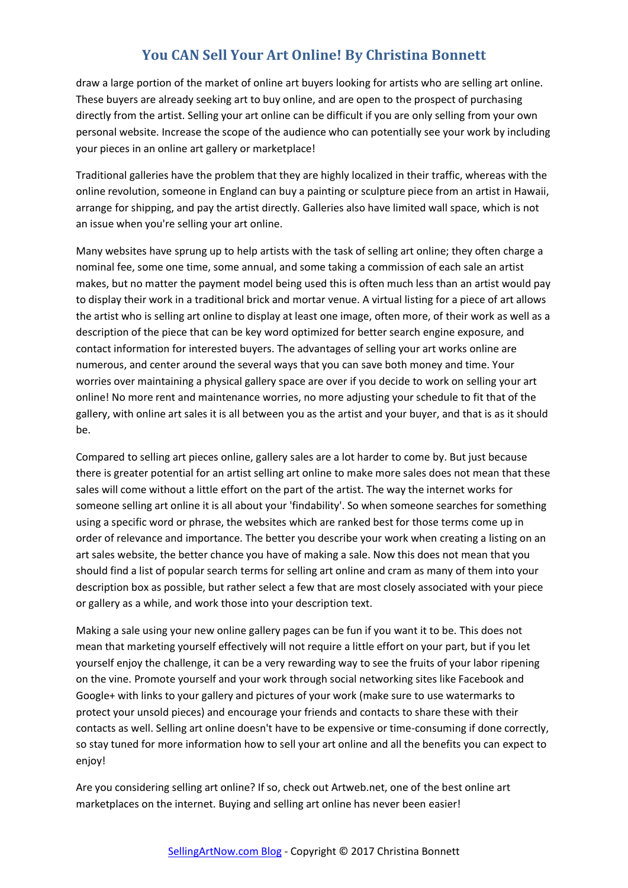draw a large portion of the market of online art buyers looking for artists who are selling art online. These buyers are already seeking art to buy online, and are open to the prospect of purchasing directly from the artist. Selling your art online can be difficult if you are only selling from your own personal website. Increase the scope of the audience who can potentially see your work by including your pieces in an online art gallery or marketplace!

Traditional galleries have the problem that they are highly localized in their traffic, whereas with the online revolution, someone in England can buy a painting or sculpture piece from an artist in Hawaii, arrange for shipping, and pay the artist directly. Galleries also have limited wall space, which is not an issue when you're selling your art online.

Many websites have sprung up to help artists with the task of selling art online; they often charge a nominal fee, some one time, some annual, and some taking a commission of each sale an artist makes, but no matter the payment model being used this is often much less than an artist would pay to display their work in a traditional brick and mortar venue. A virtual listing for a piece of art allows the artist who is selling art online to display at least one image, often more, of their work as well as a description of the piece that can be key word optimized for better search engine exposure, and contact information for interested buyers. The advantages of selling your art works online are numerous, and center around the several ways that you can save both money and time. Your worries over maintaining a physical gallery space are over if you decide to work on selling your art online! No more rent and maintenance worries, no more adjusting your schedule to fit that of the gallery, with online art sales it is all between you as the artist and your buyer, and that is as it should be.

Compared to selling art pieces online, gallery sales are a lot harder to come by. But just because there is greater potential for an artist selling art online to make more sales does not mean that these sales will come without a little effort on the part of the artist. The way the internet works for someone selling art online it is all about your 'findability'. So when someone searches for something using a specific word or phrase, the websites which are ranked best for those terms come up in order of relevance and importance. The better you describe your work when creating a listing on an art sales website, the better chance you have of making a sale. Now this does not mean that you should find a list of popular search terms for selling art online and cram as many of them into your description box as possible, but rather select a few that are most closely associated with your piece or gallery as a while, and work those into your description text.

Making a sale using your new online gallery pages can be fun if you want it to be. This does not mean that marketing yourself effectively will not require a little effort on your part, but if you let yourself enjoy the challenge, it can be a very rewarding way to see the fruits of your labor ripening on the vine. Promote yourself and your work through social networking sites like Facebook and Google+ with links to your gallery and pictures of your work (make sure to use watermarks to protect your unsold pieces) and encourage your friends and contacts to share these with their contacts as well. Selling art online doesn't have to be expensive or time-consuming if done correctly, so stay tuned for more information how to sell your art online and all the benefits you can expect to enjoy!

Are you considering selling art online? If so, check out Artweb.net, one of the best online art marketplaces on the internet. Buying and selling art online has never been easier!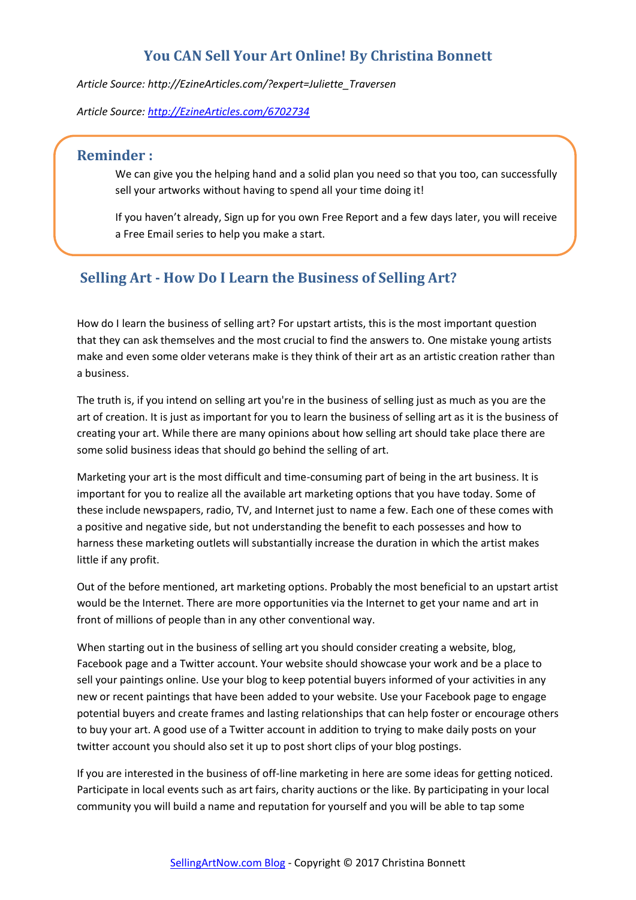## You CAN Sell Your Art Online! By Christina Bonnett

*Article Source: http://EzineArticles.com/?expert=Juliette_Traversen*

*Article Source: [http://EzineArticles.com/6702734](http://EzineArticles.com/6702734)*

### Reminder :

We can give you the helping hand and a solid plan you need so that you too, can successfully sell your artworks without having to spend all your time doing it!

If you haven't already, Sign up for you own Free Report and a few days later, you will receive a Free Email series to help you make a start.

## Selling Art - How Do I Learn the Business of Selling Art?

How do I learn the business of selling art? For upstart artists, this is the most important question that they can ask themselves and the most crucial to find the answers to. One mistake young artists make and even some older veterans make is they think of their art as an artistic creation rather than a business.

The truth is, if you intend on selling art you're in the business of selling just as much as you are the art of creation. It is just as important for you to learn the business of selling art as it is the business of creating your art. While there are many opinions about how selling art should take place there are some solid business ideas that should go behind the selling of art.

Marketing your art is the most difficult and time-consuming part of being in the art business. It is important for you to realize all the available art marketing options that you have today. Some of these include newspapers, radio, TV, and Internet just to name a few. Each one of these comes with a positive and negative side, but not understanding the benefit to each possesses and how to harness these marketing outlets will substantially increase the duration in which the artist makes little if any profit.

Out of the before mentioned, art marketing options. Probably the most beneficial to an upstart artist would be the Internet. There are more opportunities via the Internet to get your name and art in front of millions of people than in any other conventional way.

When starting out in the business of selling art you should consider creating a website, blog, Facebook page and a Twitter account. Your website should showcase your work and be a place to sell your paintings online. Use your blog to keep potential buyers informed of your activities in any new or recent paintings that have been added to your website. Use your Facebook page to engage potential buyers and create frames and lasting relationships that can help foster or encourage others to buy your art. A good use of a Twitter account in addition to trying to make daily posts on your twitter account you should also set it up to post short clips of your blog postings.

If you are interested in the business of off-line marketing in here are some ideas for getting noticed. Participate in local events such as art fairs, charity auctions or the like. By participating in your local community you will build a name and reputation for yourself and you will be able to tap some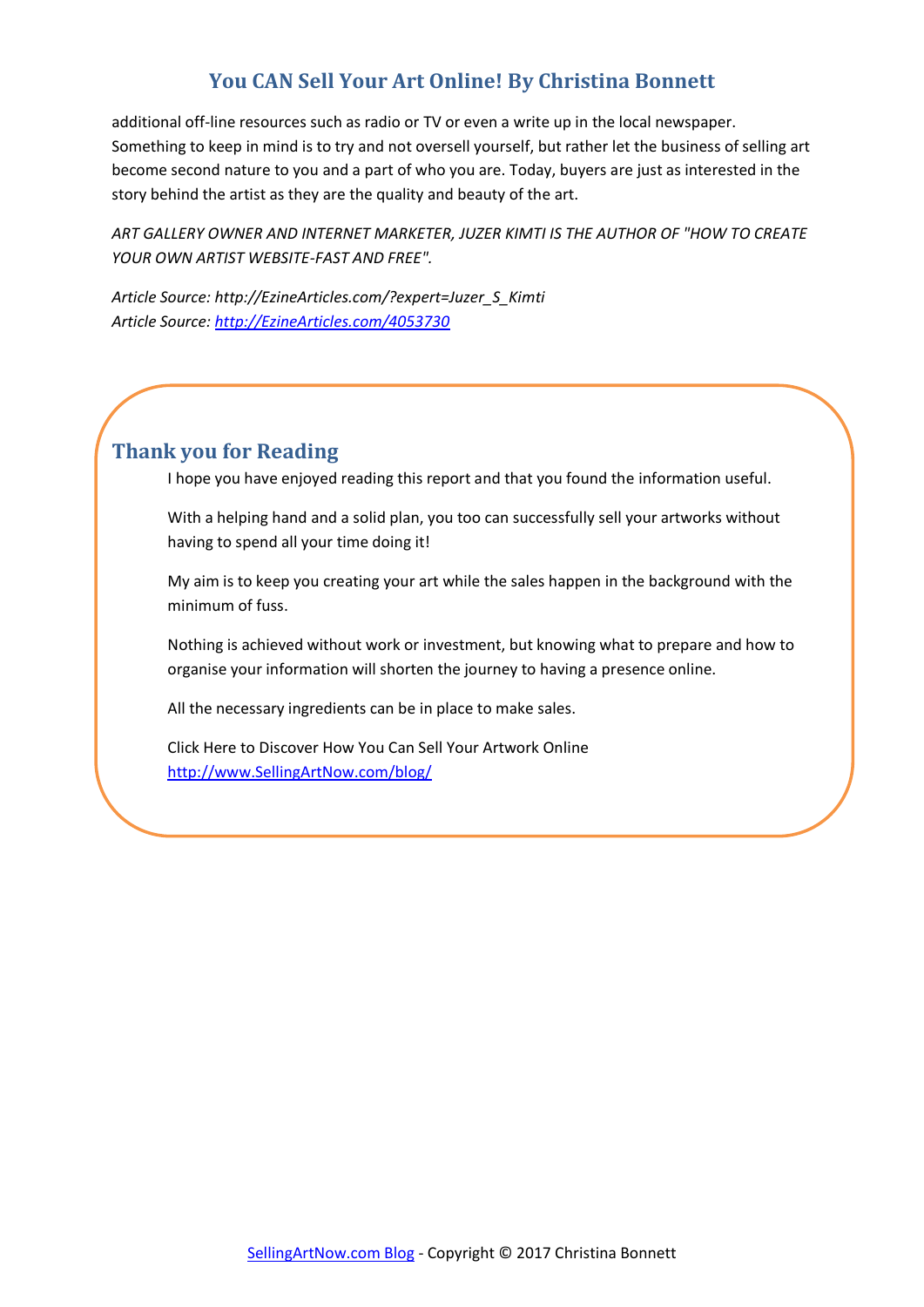additional off-line resources such as radio or TV or even a write up in the local newspaper. Something to keep in mind is to try and not oversell yourself, but rather let the business of selling art become second nature to you and a part of who you are. Today, buyers are just as interested in the story behind the artist as they are the quality and beauty of the art.

*ART GALLERY OWNER AND INTERNET MARKETER, JUZER KIMTI IS THE AUTHOR OF "HOW TO CREATE YOUR OWN ARTIST WEBSITE-FAST AND FREE".*

*Article Source: http://EzineArticles.com/?expert=Juzer_S_Kimti*
*Article Source: [http://EzineArticles.com/4053730](http://EzineArticles.com/4053730)*

## Thank you for Reading

I hope you have enjoyed reading this report and that you found the information useful.

With a helping hand and a solid plan, you too can successfully sell your artworks without having to spend all your time doing it!

My aim is to keep you creating your art while the sales happen in the background with the minimum of fuss.

Nothing is achieved without work or investment, but knowing what to prepare and how to organise your information will shorten the journey to having a presence online.

All the necessary ingredients can be in place to make sales.

Click Here to Discover How You Can Sell Your Artwork Online
[http://www.SellingArtNow.com/blog/](http://www.SellingArtNow.com/blog/)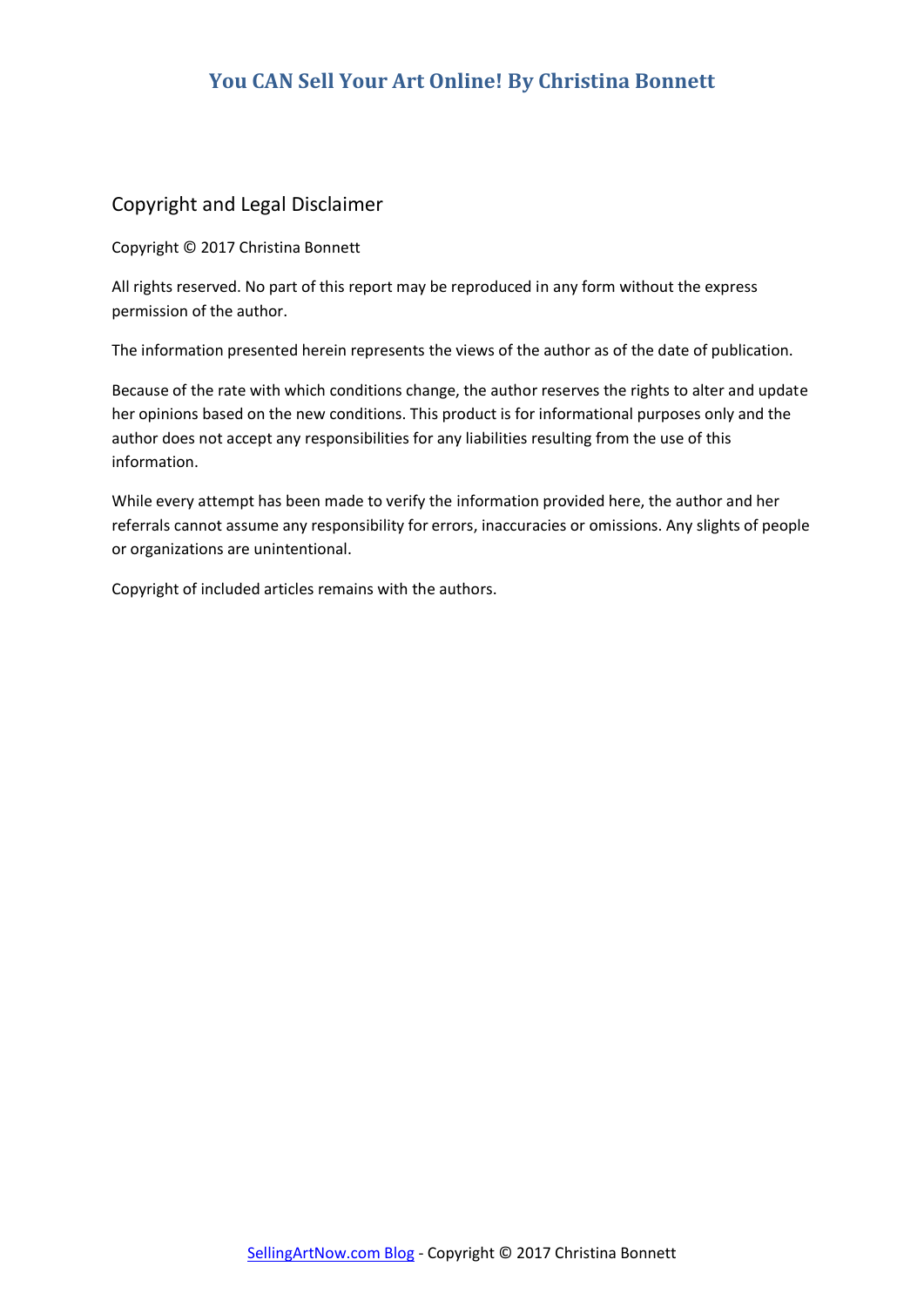## Copyright and Legal Disclaimer

Copyright © 2017 Christina Bonnett

All rights reserved. No part of this report may be reproduced in any form without the express permission of the author.

The information presented herein represents the views of the author as of the date of publication.

Because of the rate with which conditions change, the author reserves the rights to alter and update her opinions based on the new conditions. This product is for informational purposes only and the author does not accept any responsibilities for any liabilities resulting from the use of this information.

While every attempt has been made to verify the information provided here, the author and her referrals cannot assume any responsibility for errors, inaccuracies or omissions. Any slights of people or organizations are unintentional.

Copyright of included articles remains with the authors.